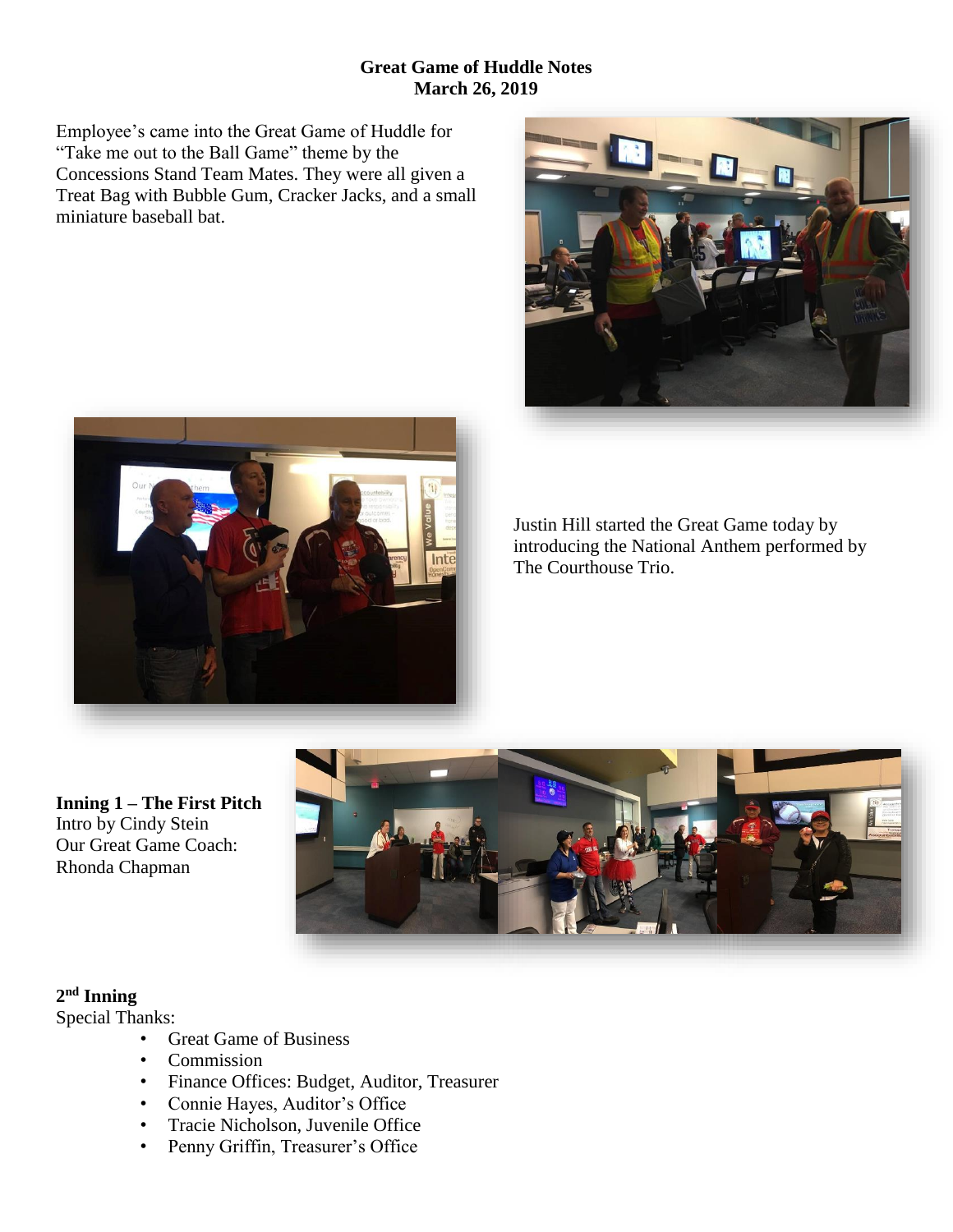**Great Game of Huddle Notes**
**March 26, 2019**

Employee's came into the Great Game of Huddle for "Take me out to the Ball Game" theme by the Concessions Stand Team Mates. They were all given a Treat Bag with Bubble Gum, Cracker Jacks, and a small miniature baseball bat.

Justin Hill started the Great Game today by introducing the National Anthem performed by The Courthouse Trio.

**Inning 1 – The First Pitch**
Intro by Cindy Stein
Our Great Game Coach:
Rhonda Chapman

**2nd Inning**
Special Thanks:

- Great Game of Business
- Commission
- Finance Offices: Budget, Auditor, Treasurer
- Connie Hayes, Auditor's Office
- Tracie Nicholson, Juvenile Office
- Penny Griffin, Treasurer's Office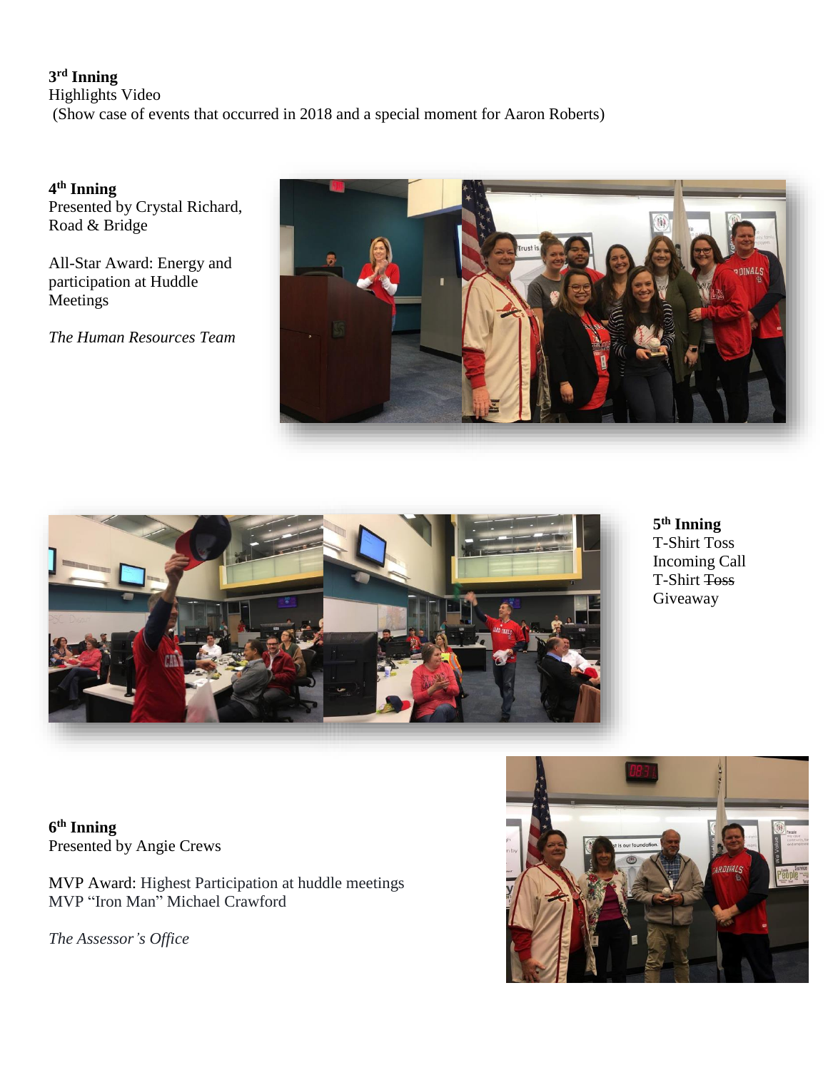**3rd Inning**
Highlights Video
(Show case of events that occurred in 2018 and a special moment for Aaron Roberts)

**4th Inning**
Presented by Crystal Richard, Road & Bridge

All-Star Award: Energy and participation at Huddle Meetings

*The Human Resources Team*

**5th Inning**
T-Shirt Toss
Incoming Call
T-Shirt ~~Toss~~
Giveaway

**6th Inning**
Presented by Angie Crews

MVP Award: Highest Participation at huddle meetings
MVP “Iron Man” Michael Crawford

*The Assessor’s Office*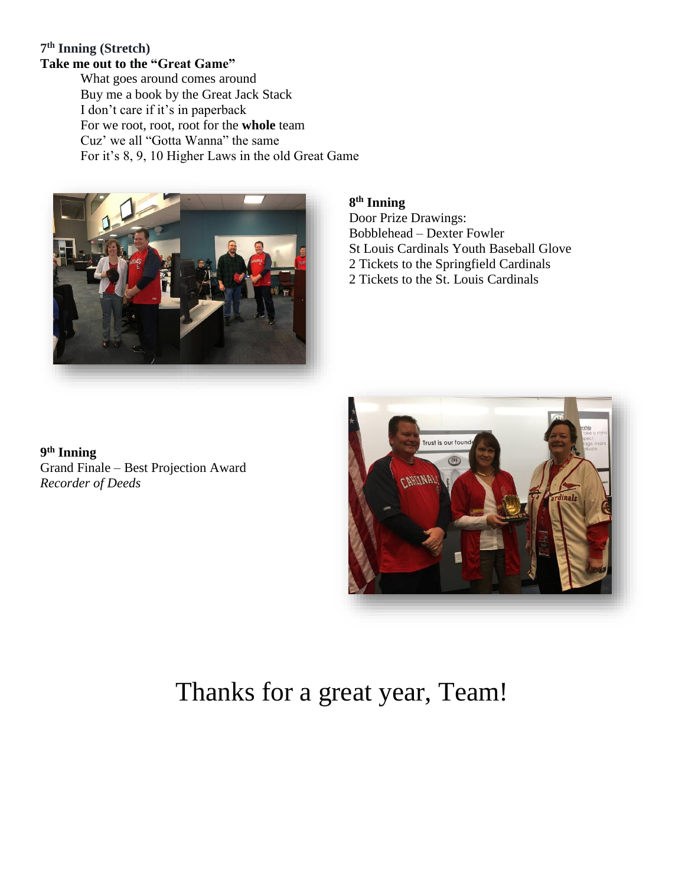**7th Inning (Stretch)**
**Take me out to the "Great Game"**

What goes around comes around
Buy me a book by the Great Jack Stack
I don't care if it's in paperback
For we root, root, root for the **whole** team
Cuz' we all "Gotta Wanna" the same
For it's 8, 9, 10 Higher Laws in the old Great Game

**8th Inning**
Door Prize Drawings:
Bobblehead – Dexter Fowler
St Louis Cardinals Youth Baseball Glove
2 Tickets to the Springfield Cardinals
2 Tickets to the St. Louis Cardinals

**9th Inning**
Grand Finale – Best Projection Award
*Recorder of Deeds*

# Thanks for a great year, Team!